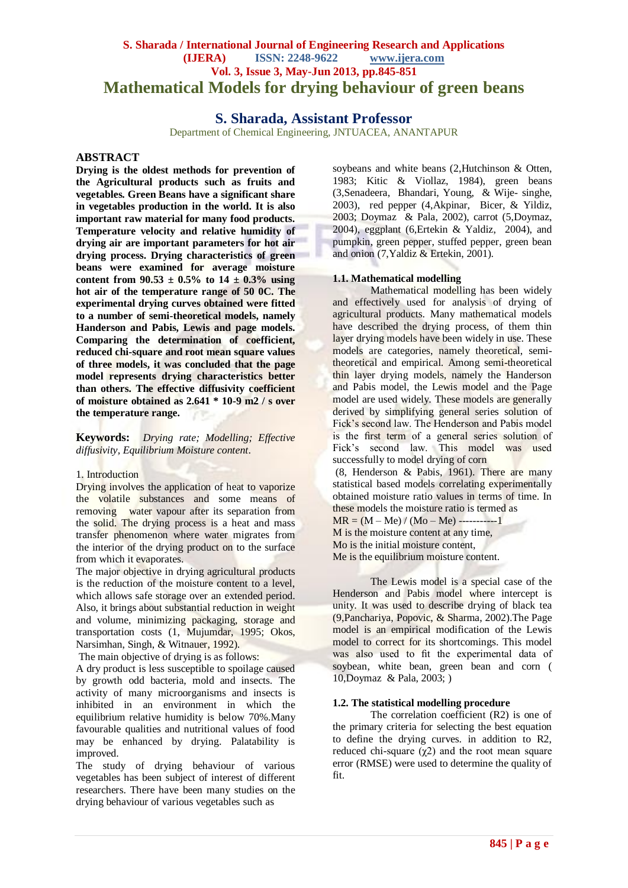# Mathematical Models for drying behaviour of green beans

## S. Sharada, Assistant Professor

Department of Chemical Engineering, JNTUACEA, ANANTAPUR

## ABSTRACT

**Drying is the oldest methods for prevention of the Agricultural products such as fruits and vegetables. Green Beans have a significant share in vegetables production in the world. It is also important raw material for many food products. Temperature velocity and relative humidity of drying air are important parameters for hot air drying process. Drying characteristics of green beans were examined for average moisture content from 90.53 ± 0.5% to 14 ± 0.3% using hot air of the temperature range of 50 0C. The experimental drying curves obtained were fitted to a number of semi-theoretical models, namely Handerson and Pabis, Lewis and page models. Comparing the determination of coefficient, reduced chi-square and root mean square values of three models, it was concluded that the page model represents drying characteristics better than others. The effective diffusivity coefficient of moisture obtained as 2.641 * 10-9 m2 / s over the temperature range.**

**Keywords:** *Drying rate; Modelling; Effective diffusivity, Equilibrium Moisture content*.

1. Introduction

Drying involves the application of heat to vaporize the volatile substances and some means of removing water vapour after its separation from the solid. The drying process is a heat and mass transfer phenomenon where water migrates from the interior of the drying product on to the surface from which it evaporates.

The major objective in drying agricultural products is the reduction of the moisture content to a level, which allows safe storage over an extended period. Also, it brings about substantial reduction in weight and volume, minimizing packaging, storage and transportation costs (1, Mujumdar, 1995; Okos, Narsimhan, Singh, & Witnauer, 1992).

The main objective of drying is as follows:

A dry product is less susceptible to spoilage caused by growth odd bacteria, mold and insects. The activity of many microorganisms and insects is inhibited in an environment in which the equilibrium relative humidity is below 70%.Many favourable qualities and nutritional values of food may be enhanced by drying. Palatability is improved.

The study of drying behaviour of various vegetables has been subject of interest of different researchers. There have been many studies on the drying behaviour of various vegetables such as soybeans and white beans (2,Hutchinson & Otten, 1983; Kitic & Viollaz, 1984), green beans (3,Senadeera, Bhandari, Young, & Wije- singhe, 2003), red pepper (4,Akpinar, Bicer, & Yildiz, 2003; Doymaz & Pala, 2002), carrot (5,Doymaz, 2004), eggplant (6,Ertekin & Yaldiz, 2004), and pumpkin, green pepper, stuffed pepper, green bean and onion (7,Yaldiz & Ertekin, 2001).

### 1.1. Mathematical modelling

Mathematical modelling has been widely and effectively used for analysis of drying of agricultural products. Many mathematical models have described the drying process, of them thin layer drying models have been widely in use. These models are categories, namely theoretical, semi-theoretical and empirical. Among semi-theoretical thin layer drying models, namely the Handerson and Pabis model, the Lewis model and the Page model are used widely. These models are generally derived by simplifying general series solution of Fick's second law. The Henderson and Pabis model is the first term of a general series solution of Fick's second law. This model was used successfully to model drying of corn

(8, Henderson & Pabis, 1961). There are many statistical based models correlating experimentally obtained moisture ratio values in terms of time. In these models the moisture ratio is termed as

$MR = (M – M_e) / (M_o – M_e)$ -----------1

M is the moisture content at any time,

$M_o$ is the initial moisture content,

$M_e$ is the equilibrium moisture content.

The Lewis model is a special case of the Henderson and Pabis model where intercept is unity. It was used to describe drying of black tea (9,Panchariya, Popovic, & Sharma, 2002).The Page model is an empirical modification of the Lewis model to correct for its shortcomings. This model was also used to fit the experimental data of soybean, white bean, green bean and corn ( 10,Doymaz & Pala, 2003; )

### 1.2. The statistical modelling procedure

The correlation coefficient ($R^2$) is one of the primary criteria for selecting the best equation to define the drying curves. in addition to $R^2$, reduced chi-square ($\chi^2$) and the root mean square error (RMSE) were used to determine the quality of fit.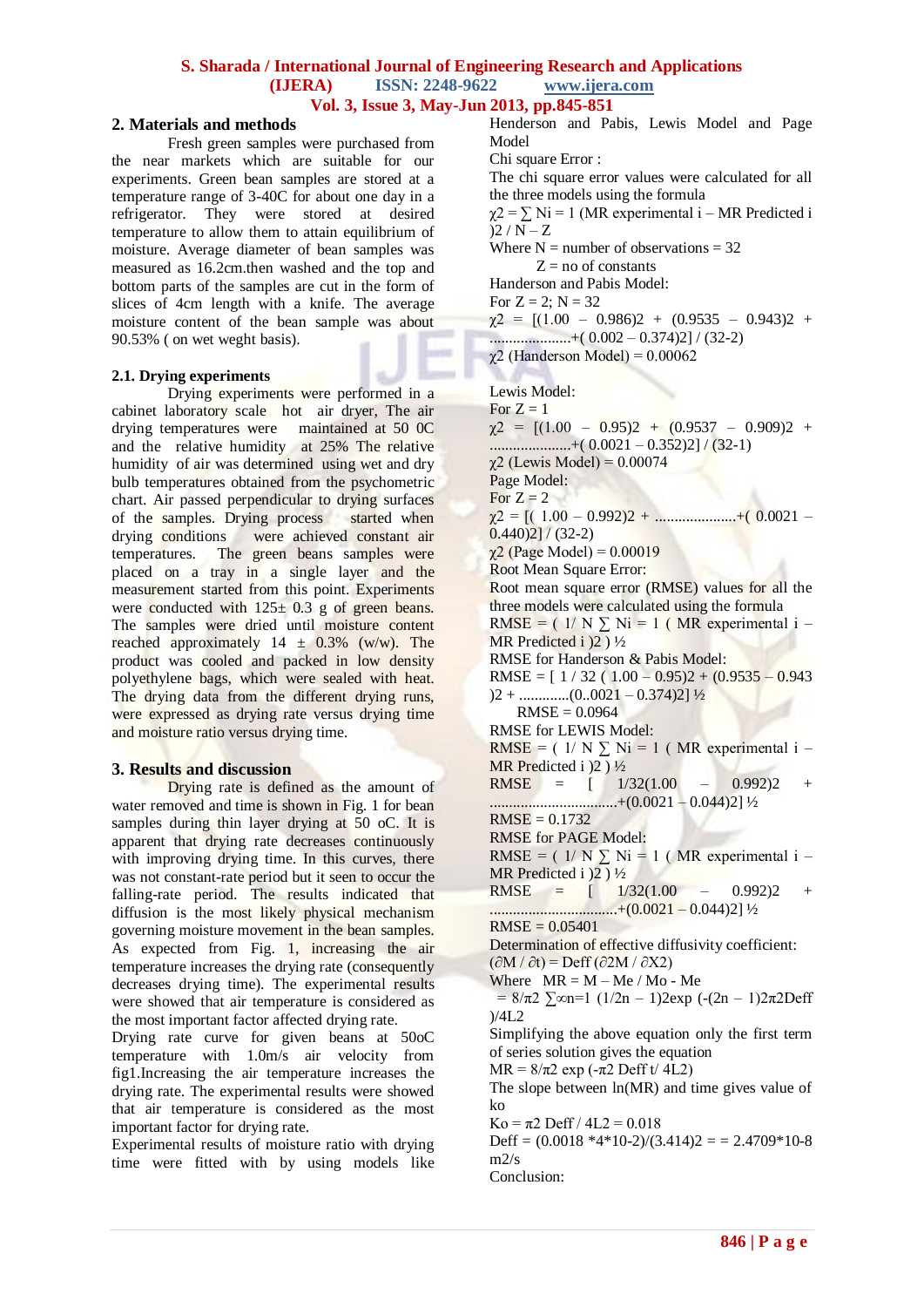## 2. Materials and methods

Fresh green samples were purchased from the near markets which are suitable for our experiments. Green bean samples are stored at a temperature range of 3-40C for about one day in a refrigerator. They were stored at desired temperature to allow them to attain equilibrium of moisture. Average diameter of bean samples was measured as 16.2cm.then washed and the top and bottom parts of the samples are cut in the form of slices of 4cm length with a knife. The average moisture content of the bean sample was about 90.53% ( on wet weght basis).

### 2.1. Drying experiments

Drying experiments were performed in a cabinet laboratory scale hot air dryer, The air drying temperatures were maintained at 50 0C and the relative humidity at 25% The relative humidity of air was determined using wet and dry bulb temperatures obtained from the psychometric chart. Air passed perpendicular to drying surfaces of the samples. Drying process started when drying conditions were achieved constant air temperatures. The green beans samples were placed on a tray in a single layer and the measurement started from this point. Experiments were conducted with 125± 0.3 g of green beans. The samples were dried until moisture content reached approximately 14 ± 0.3% (w/w). The product was cooled and packed in low density polyethylene bags, which were sealed with heat. The drying data from the different drying runs, were expressed as drying rate versus drying time and moisture ratio versus drying time.

## 3. Results and discussion

Drying rate is defined as the amount of water removed and time is shown in Fig. 1 for bean samples during thin layer drying at 50 oC. It is apparent that drying rate decreases continuously with improving drying time. In this curves, there was not constant-rate period but it seen to occur the falling-rate period. The results indicated that diffusion is the most likely physical mechanism governing moisture movement in the bean samples. As expected from Fig. 1, increasing the air temperature increases the drying rate (consequently decreases drying time). The experimental results were showed that air temperature is considered as the most important factor affected drying rate.

Drying rate curve for given beans at 50oC temperature with 1.0m/s air velocity from fig1.Increasing the air temperature increases the drying rate. The experimental results were showed that air temperature is considered as the most important factor for drying rate.

Experimental results of moisture ratio with drying time were fitted with by using models like Henderson and Pabis, Lewis Model and Page Model

Chi square Error :

The chi square error values were calculated for all the three models using the formula

$\chi^2 = \sum_{i=1}^{N} (MR_{experimental\,i} - MR_{Predicted\,i})^2 / N - Z$

Where N = number of observations = 32

Z = no of constants

Handerson and Pabis Model:

For Z = 2; N = 32

$\chi^2 = [(1.00 - 0.986)^2 + (0.9535 - 0.943)^2 + \ldots\ldots + (0.002 - 0.374)^2] / (32-2)$

$\chi^2$ (Handerson Model) = 0.00062

Lewis Model:

For Z = 1

$\chi^2 = [(1.00 - 0.95)^2 + (0.9537 - 0.909)^2 + \ldots\ldots + (0.0021 - 0.352)^2] / (32-1)$

$\chi^2$ (Lewis Model) = 0.00074

Page Model:

For Z = 2

$\chi^2 = [( 1.00 - 0.992)^2 + \ldots\ldots + ( 0.0021 - 0.440)^2] / (32-2)$

$\chi^2$ (Page Model) = 0.00019

Root Mean Square Error:

Root mean square error (RMSE) values for all the three models were calculated using the formula

$RMSE = \left( 1/N \sum_{i=1}^{N} ( MR_{experimental\,i} - MR_{Predicted\,i} )^2 \right)^{1/2}$

RMSE for Handerson & Pabis Model:

$RMSE = [ 1 / 32 ( 1.00 - 0.95)^2 + (0.9535 - 0.943 )^2 + \ldots\ldots (0..0021 - 0.374)^2]^{1/2}$

RMSE = 0.0964

RMSE for LEWIS Model:

$RMSE = \left( 1/N \sum_{i=1}^{N} ( MR_{experimental\,i} - MR_{Predicted\,i} )^2 \right)^{1/2}$

$RMSE = [ 1/32(1.00 - 0.992)^2 + \ldots\ldots + (0.0021 - 0.044)^2]^{1/2}$

RMSE = 0.1732

RMSE for PAGE Model:

$RMSE = \left( 1/N \sum_{i=1}^{N} ( MR_{experimental\,i} - MR_{Predicted\,i} )^2 \right)^{1/2}$

$RMSE = [ 1/32(1.00 - 0.992)^2 + \ldots\ldots + (0.0021 - 0.044)^2]^{1/2}$

RMSE = 0.05401

Determination of effective diffusivity coefficient:

$(\partial M / \partial t) = D_{eff} (\partial^2 M / \partial X^2)$

Where $MR = M - M_e / M_o - M_e$

$= 8/\pi^2 \sum_{n=1}^{\infty} (1/2n - 1)^2 \exp(-(2n - 1)^2 \pi^2 D_{eff} )/4L^2)$

Simplifying the above equation only the first term of series solution gives the equation

$MR = 8/\pi^2 \exp(-\pi^2 D_{eff}\, t/ 4L^2)$

The slope between ln(MR) and time gives value of ko

$K_o = \pi^2 D_{eff} / 4L^2 = 0.018$

$D_{eff} = (0.0018 *4*10^{-2})/(3.414)^2 = = 2.4709*10^{-8}$ m2/s

Conclusion: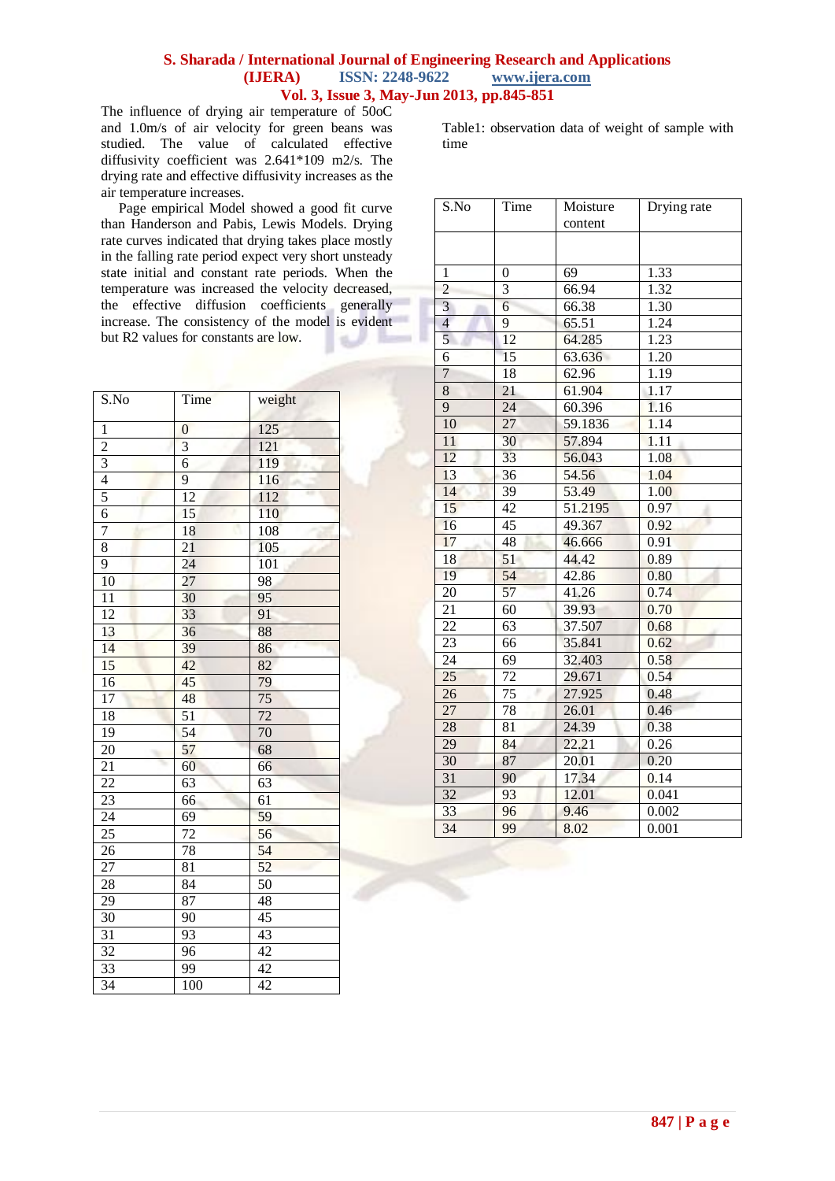The influence of drying air temperature of 50oC and 1.0m/s of air velocity for green beans was studied. The value of calculated effective diffusivity coefficient was 2.641*109 m2/s. The drying rate and effective diffusivity increases as the air temperature increases.

Page empirical Model showed a good fit curve than Handerson and Pabis, Lewis Models. Drying rate curves indicated that drying takes place mostly in the falling rate period expect very short unsteady state initial and constant rate periods. When the temperature was increased the velocity decreased, the effective diffusion coefficients generally increase. The consistency of the model is evident but R2 values for constants are low.

| S.No | Time | weight |
|---|---|---|
| 1 | 0 | 125 |
| 2 | 3 | 121 |
| 3 | 6 | 119 |
| 4 | 9 | 116 |
| 5 | 12 | 112 |
| 6 | 15 | 110 |
| 7 | 18 | 108 |
| 8 | 21 | 105 |
| 9 | 24 | 101 |
| 10 | 27 | 98 |
| 11 | 30 | 95 |
| 12 | 33 | 91 |
| 13 | 36 | 88 |
| 14 | 39 | 86 |
| 15 | 42 | 82 |
| 16 | 45 | 79 |
| 17 | 48 | 75 |
| 18 | 51 | 72 |
| 19 | 54 | 70 |
| 20 | 57 | 68 |
| 21 | 60 | 66 |
| 22 | 63 | 63 |
| 23 | 66 | 61 |
| 24 | 69 | 59 |
| 25 | 72 | 56 |
| 26 | 78 | 54 |
| 27 | 81 | 52 |
| 28 | 84 | 50 |
| 29 | 87 | 48 |
| 30 | 90 | 45 |
| 31 | 93 | 43 |
| 32 | 96 | 42 |
| 33 | 99 | 42 |
| 34 | 100 | 42 |

Table1: observation data of weight of sample with time

| S.No | Time | Moisture content | Drying rate |
|---|---|---|---|
| | | | |
| 1 | 0 | 69 | 1.33 |
| 2 | 3 | 66.94 | 1.32 |
| 3 | 6 | 66.38 | 1.30 |
| 4 | 9 | 65.51 | 1.24 |
| 5 | 12 | 64.285 | 1.23 |
| 6 | 15 | 63.636 | 1.20 |
| 7 | 18 | 62.96 | 1.19 |
| 8 | 21 | 61.904 | 1.17 |
| 9 | 24 | 60.396 | 1.16 |
| 10 | 27 | 59.1836 | 1.14 |
| 11 | 30 | 57.894 | 1.11 |
| 12 | 33 | 56.043 | 1.08 |
| 13 | 36 | 54.56 | 1.04 |
| 14 | 39 | 53.49 | 1.00 |
| 15 | 42 | 51.2195 | 0.97 |
| 16 | 45 | 49.367 | 0.92 |
| 17 | 48 | 46.666 | 0.91 |
| 18 | 51 | 44.42 | 0.89 |
| 19 | 54 | 42.86 | 0.80 |
| 20 | 57 | 41.26 | 0.74 |
| 21 | 60 | 39.93 | 0.70 |
| 22 | 63 | 37.507 | 0.68 |
| 23 | 66 | 35.841 | 0.62 |
| 24 | 69 | 32.403 | 0.58 |
| 25 | 72 | 29.671 | 0.54 |
| 26 | 75 | 27.925 | 0.48 |
| 27 | 78 | 26.01 | 0.46 |
| 28 | 81 | 24.39 | 0.38 |
| 29 | 84 | 22.21 | 0.26 |
| 30 | 87 | 20.01 | 0.20 |
| 31 | 90 | 17.34 | 0.14 |
| 32 | 93 | 12.01 | 0.041 |
| 33 | 96 | 9.46 | 0.002 |
| 34 | 99 | 8.02 | 0.001 |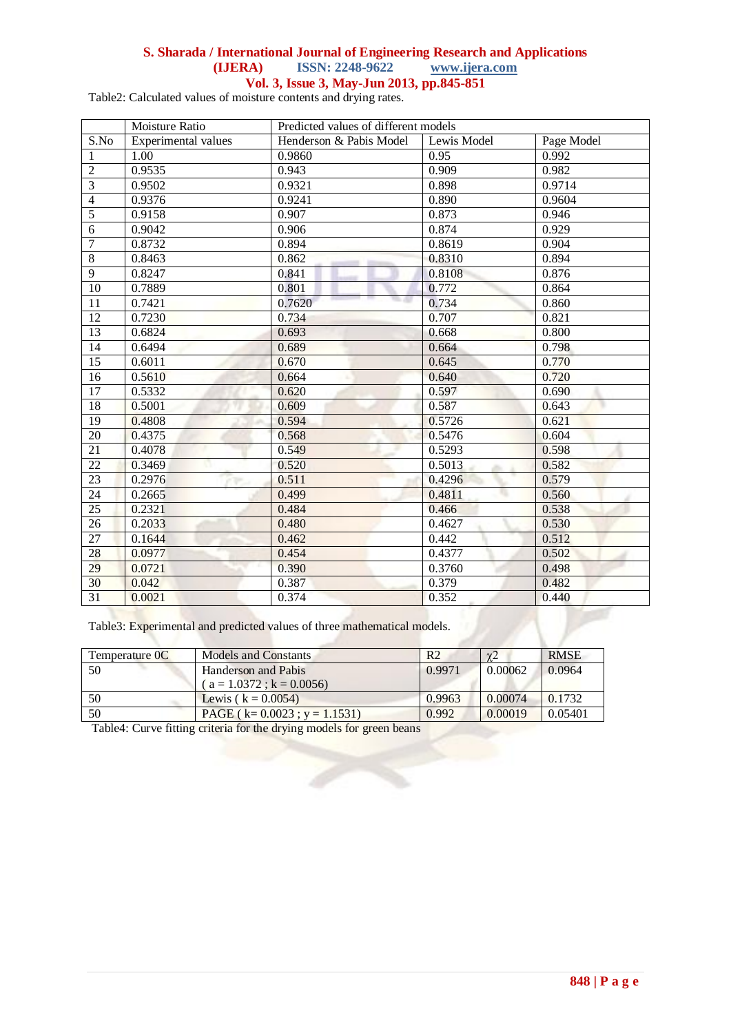Table2: Calculated values of moisture contents and drying rates.

| | Moisture Ratio | Predicted values of different models | | |
|---|---|---|---|---|
| S.No | Experimental values | Henderson & Pabis Model | Lewis Model | Page Model |
| 1 | 1.00 | 0.9860 | 0.95 | 0.992 |
| 2 | 0.9535 | 0.943 | 0.909 | 0.982 |
| 3 | 0.9502 | 0.9321 | 0.898 | 0.9714 |
| 4 | 0.9376 | 0.9241 | 0.890 | 0.9604 |
| 5 | 0.9158 | 0.907 | 0.873 | 0.946 |
| 6 | 0.9042 | 0.906 | 0.874 | 0.929 |
| 7 | 0.8732 | 0.894 | 0.8619 | 0.904 |
| 8 | 0.8463 | 0.862 | 0.8310 | 0.894 |
| 9 | 0.8247 | 0.841 | 0.8108 | 0.876 |
| 10 | 0.7889 | 0.801 | 0.772 | 0.864 |
| 11 | 0.7421 | 0.7620 | 0.734 | 0.860 |
| 12 | 0.7230 | 0.734 | 0.707 | 0.821 |
| 13 | 0.6824 | 0.693 | 0.668 | 0.800 |
| 14 | 0.6494 | 0.689 | 0.664 | 0.798 |
| 15 | 0.6011 | 0.670 | 0.645 | 0.770 |
| 16 | 0.5610 | 0.664 | 0.640 | 0.720 |
| 17 | 0.5332 | 0.620 | 0.597 | 0.690 |
| 18 | 0.5001 | 0.609 | 0.587 | 0.643 |
| 19 | 0.4808 | 0.594 | 0.5726 | 0.621 |
| 20 | 0.4375 | 0.568 | 0.5476 | 0.604 |
| 21 | 0.4078 | 0.549 | 0.5293 | 0.598 |
| 22 | 0.3469 | 0.520 | 0.5013 | 0.582 |
| 23 | 0.2976 | 0.511 | 0.4296 | 0.579 |
| 24 | 0.2665 | 0.499 | 0.4811 | 0.560 |
| 25 | 0.2321 | 0.484 | 0.466 | 0.538 |
| 26 | 0.2033 | 0.480 | 0.4627 | 0.530 |
| 27 | 0.1644 | 0.462 | 0.442 | 0.512 |
| 28 | 0.0977 | 0.454 | 0.4377 | 0.502 |
| 29 | 0.0721 | 0.390 | 0.3760 | 0.498 |
| 30 | 0.042 | 0.387 | 0.379 | 0.482 |
| 31 | 0.0021 | 0.374 | 0.352 | 0.440 |

Table3: Experimental and predicted values of three mathematical models.

| Temperature 0C | Models and Constants | R2 | $\chi 2$ | RMSE |
|---|---|---|---|---|
| 50 | Handerson and Pabis ( a = 1.0372 ; k = 0.0056) | 0.9971 | 0.00062 | 0.0964 |
| 50 | Lewis ( k = 0.0054) | 0.9963 | 0.00074 | 0.1732 |
| 50 | PAGE ( k= 0.0023 ; y = 1.1531) | 0.992 | 0.00019 | 0.05401 |

Table4: Curve fitting criteria for the drying models for green beans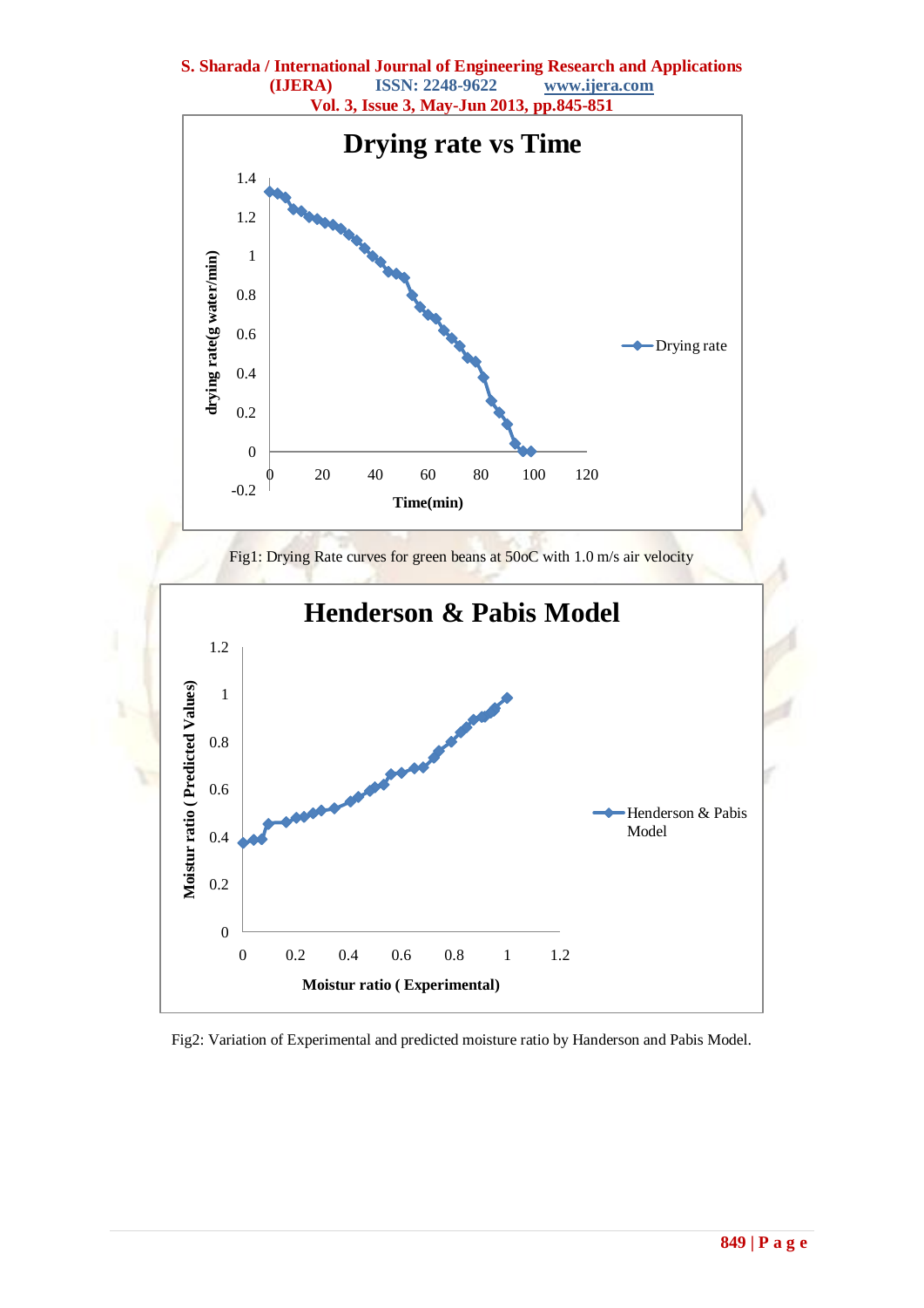Fig1: Drying Rate curves for green beans at 50oC with 1.0 m/s air velocity

Fig2: Variation of Experimental and predicted moisture ratio by Handerson and Pabis Model.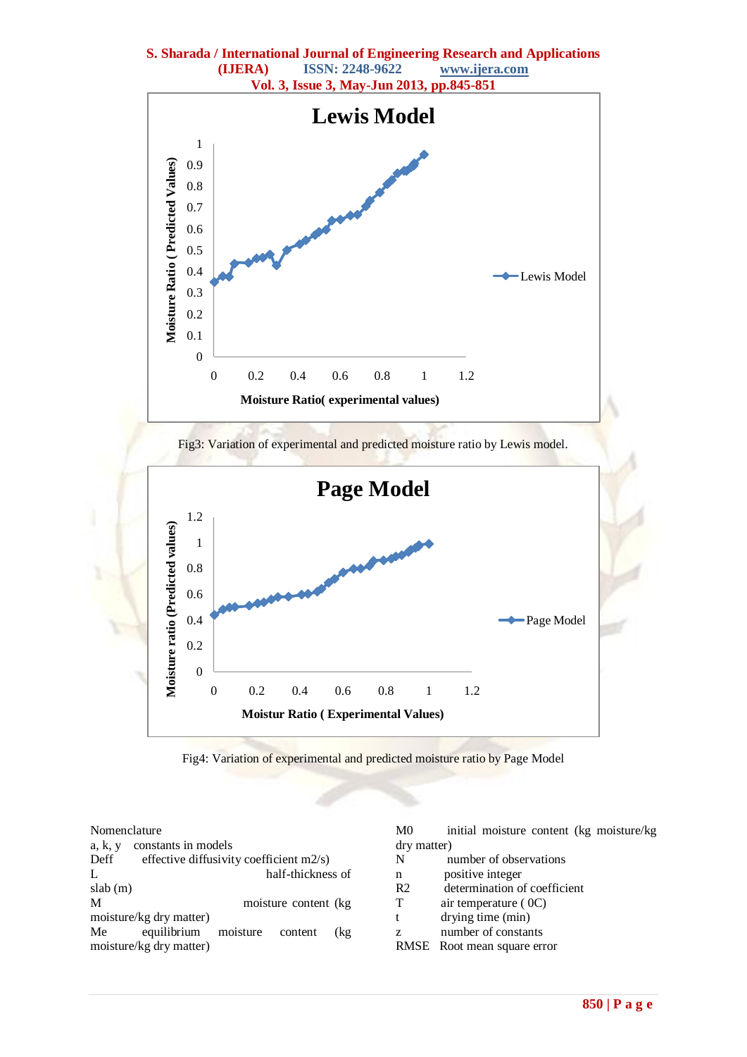Fig3: Variation of experimental and predicted moisture ratio by Lewis model.

Fig4: Variation of experimental and predicted moisture ratio by Page Model

Nomenclature

a, k, y   constants in models

Deff   effective diffusivity coefficient m2/s)

L   half-thickness of slab (m)

M   moisture content (kg moisture/kg dry matter)

Me   equilibrium moisture content (kg moisture/kg dry matter)

M0   initial moisture content (kg moisture/kg dry matter)

N   number of observations

n   positive integer

R2   determination of coefficient

T   air temperature ( 0C)

t   drying time (min)

z   number of constants

RMSE   Root mean square error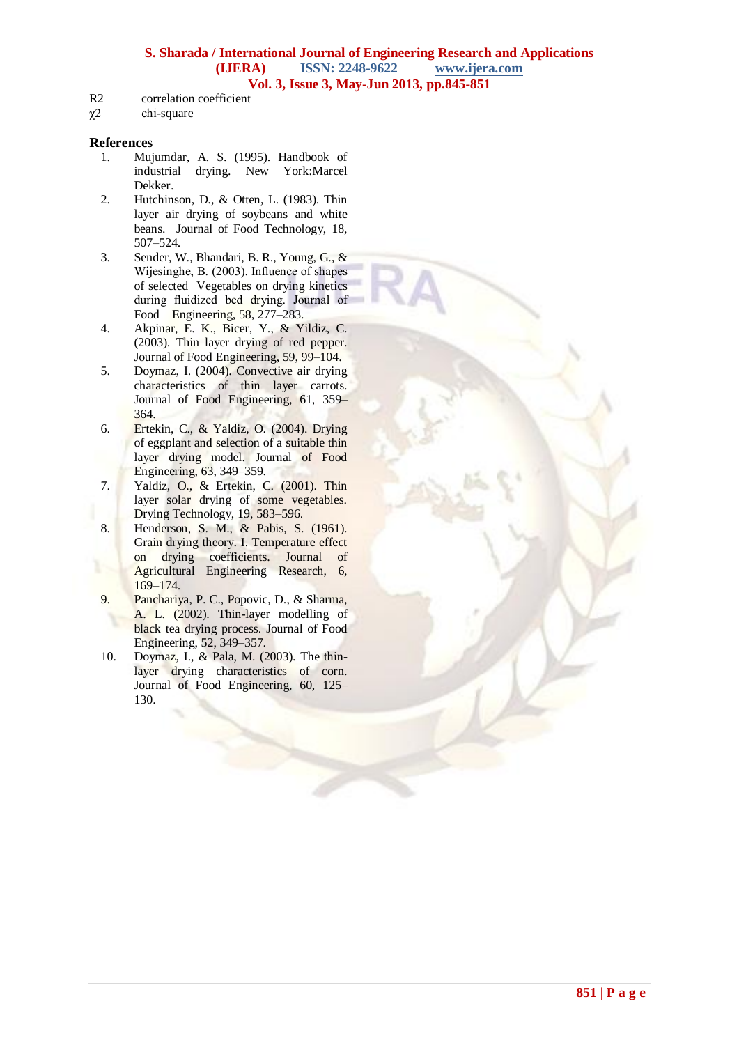| | |
|---|---|
| $R2$ | correlation coefficient |
| $\chi 2$ | chi-square |

## References

1. Mujumdar, A. S. (1995). Handbook of industrial drying. New York:Marcel Dekker.
2. Hutchinson, D., & Otten, L. (1983). Thin layer air drying of soybeans and white beans. Journal of Food Technology, 18, 507–524.
3. Sender, W., Bhandari, B. R., Young, G., & Wijesinghe, B. (2003). Influence of shapes of selected Vegetables on drying kinetics during fluidized bed drying. Journal of Food Engineering, 58, 277–283.
4. Akpinar, E. K., Bicer, Y., & Yildiz, C. (2003). Thin layer drying of red pepper. Journal of Food Engineering, 59, 99–104.
5. Doymaz, I. (2004). Convective air drying characteristics of thin layer carrots. Journal of Food Engineering, 61, 359–364.
6. Ertekin, C., & Yaldiz, O. (2004). Drying of eggplant and selection of a suitable thin layer drying model. Journal of Food Engineering, 63, 349–359.
7. Yaldiz, O., & Ertekin, C. (2001). Thin layer solar drying of some vegetables. Drying Technology, 19, 583–596.
8. Henderson, S. M., & Pabis, S. (1961). Grain drying theory. I. Temperature effect on drying coefficients. Journal of Agricultural Engineering Research, 6, 169–174.
9. Panchariya, P. C., Popovic, D., & Sharma, A. L. (2002). Thin-layer modelling of black tea drying process. Journal of Food Engineering, 52, 349–357.
10. Doymaz, I., & Pala, M. (2003). The thin-layer drying characteristics of corn. Journal of Food Engineering, 60, 125–130.